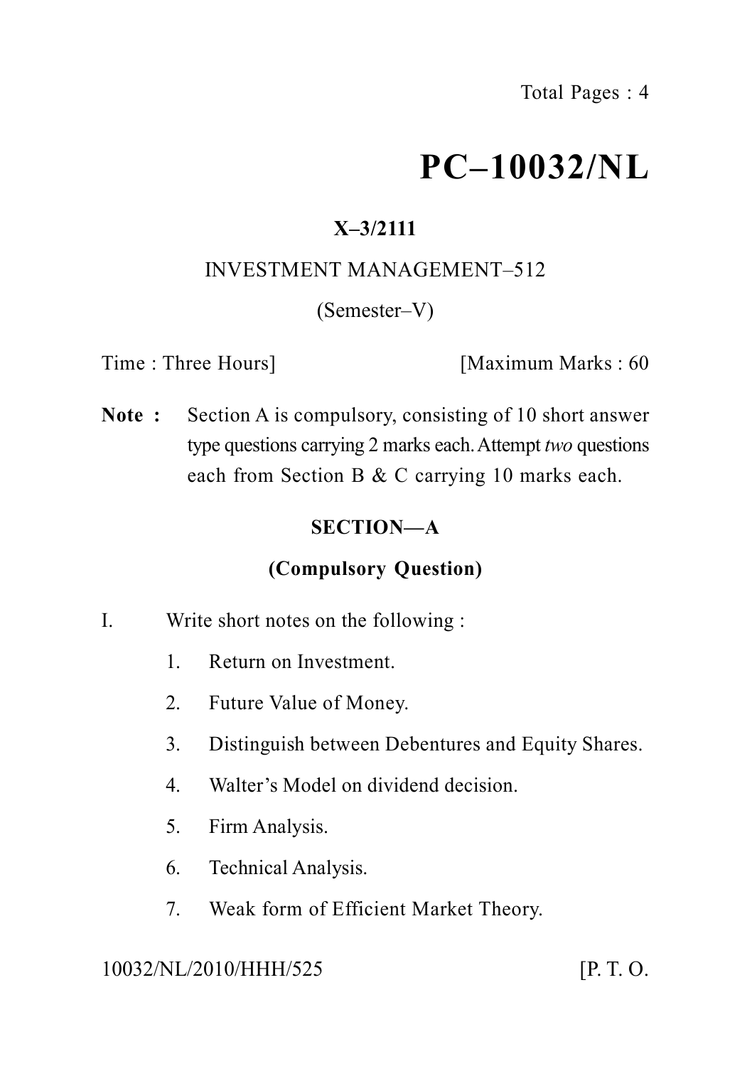# PC–10032/NL

**X–3/2111**

INVESTMENT MANAGEMENT–512

(Semester–V)

Time : Three Hours] [Maximum Marks : 60

**Note :** Section A is compulsory, consisting of 10 short answer type questions carrying 2 marks each. Attempt *two* questions each from Section B & C carrying 10 marks each.

## SECTION—A

### (Compulsory Question)

I. Write short notes on the following :

1. Return on Investment.
2. Future Value of Money.
3. Distinguish between Debentures and Equity Shares.
4. Walter's Model on dividend decision.
5. Firm Analysis.
6. Technical Analysis.
7. Weak form of Efficient Market Theory.

10032/NL/2010/HHH/525 [P. T. O.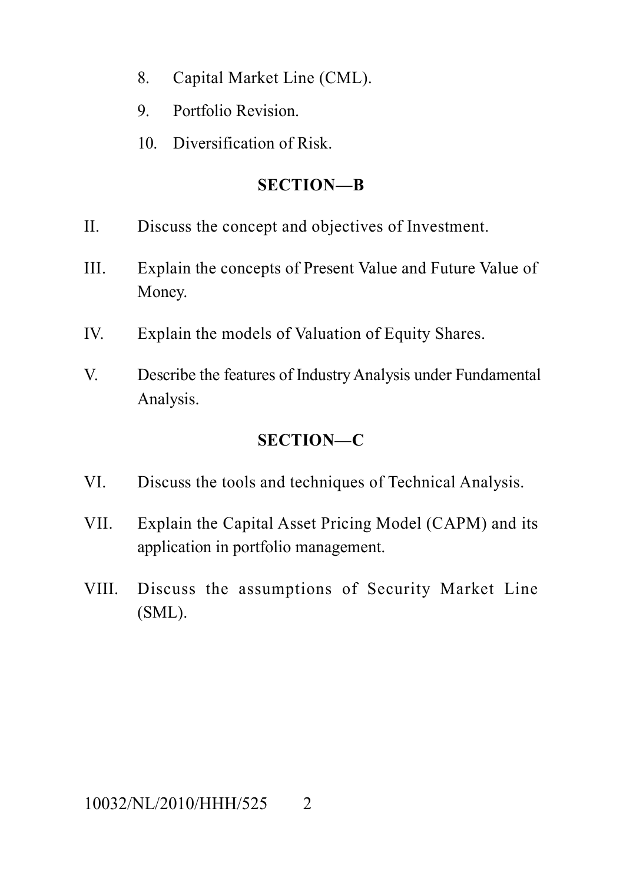8. Capital Market Line (CML).
9. Portfolio Revision.
10. Diversification of Risk.

## SECTION—B

II. Discuss the concept and objectives of Investment.

III. Explain the concepts of Present Value and Future Value of Money.

IV. Explain the models of Valuation of Equity Shares.

V. Describe the features of Industry Analysis under Fundamental Analysis.

## SECTION—C

VI. Discuss the tools and techniques of Technical Analysis.

VII. Explain the Capital Asset Pricing Model (CAPM) and its application in portfolio management.

VIII. Discuss the assumptions of Security Market Line (SML).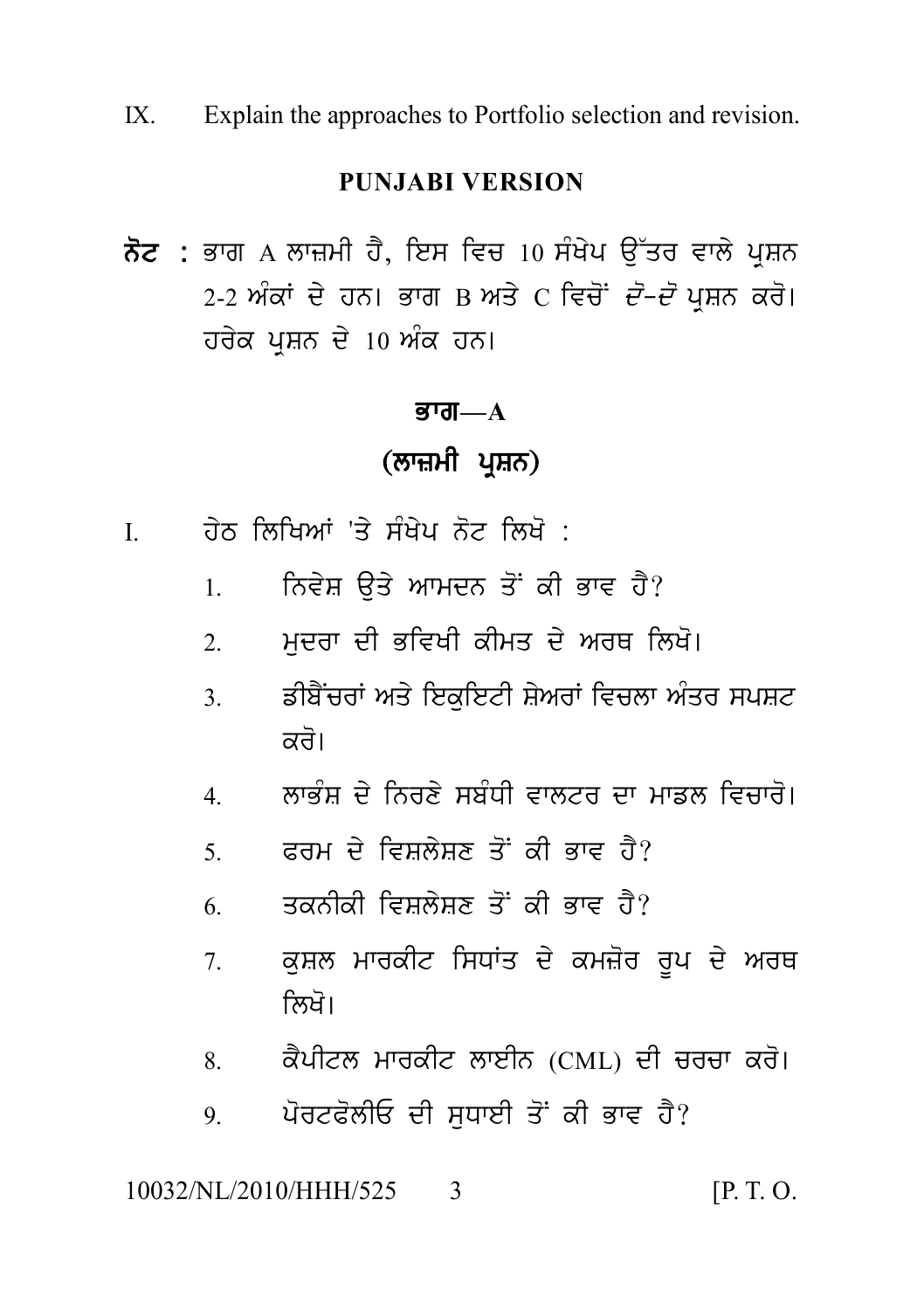IX. Explain the approaches to Portfolio selection and revision.

## PUNJABI VERSION

**ਨੋਟ :** ਭਾਗ A ਲਾਜ਼ਮੀ ਹੈ, ਇਸ ਵਿਚ 10 ਸੰਖੇਪ ਉੱਤਰ ਵਾਲੇ ਪ੍ਰਸ਼ਨ 2-2 ਅੰਕਾਂ ਦੇ ਹਨ। ਭਾਗ B ਅਤੇ C ਵਿਚੋਂ *ਦੋ-ਦੋ* ਪ੍ਰਸ਼ਨ ਕਰੋ। ਹਰੇਕ ਪ੍ਰਸ਼ਨ ਦੇ 10 ਅੰਕ ਹਨ।

### ਭਾਗ—A

### (ਲਾਜ਼ਮੀ ਪ੍ਰਸ਼ਨ)

I. ਹੇਠ ਲਿਖਿਆਂ 'ਤੇ ਸੰਖੇਪ ਨੋਟ ਲਿਖੋ :

1. ਨਿਵੇਸ਼ ਉਤੇ ਆਮਦਨ ਤੋਂ ਕੀ ਭਾਵ ਹੈ?
2. ਮੁਦਰਾ ਦੀ ਭਵਿਖੀ ਕੀਮਤ ਦੇ ਅਰਥ ਲਿਖੋ।
3. ਡੀਬੈਂਚਰਾਂ ਅਤੇ ਇਕੁਇਟੀ ਸ਼ੇਅਰਾਂ ਵਿਚਲਾ ਅੰਤਰ ਸਪਸ਼ਟ ਕਰੋ।
4. ਲਾਭੰਸ਼ ਦੇ ਨਿਰਣੇ ਸਬੰਧੀ ਵਾਲਟਰ ਦਾ ਮਾਡਲ ਵਿਚਾਰੋ।
5. ਫਰਮ ਦੇ ਵਿਸ਼ਲੇਸ਼ਣ ਤੋਂ ਕੀ ਭਾਵ ਹੈ?
6. ਤਕਨੀਕੀ ਵਿਸ਼ਲੇਸ਼ਣ ਤੋਂ ਕੀ ਭਾਵ ਹੈ?
7. ਕੁਸ਼ਲ ਮਾਰਕੀਟ ਸਿਧਾਂਤ ਦੇ ਕਮਜ਼ੋਰ ਰੂਪ ਦੇ ਅਰਥ ਲਿਖੋ।
8. ਕੈਪੀਟਲ ਮਾਰਕੀਟ ਲਾਈਨ (CML) ਦੀ ਚਰਚਾ ਕਰੋ।
9. ਪੋਰਟਫੋਲੀਓ ਦੀ ਸੁਧਾਈ ਤੋਂ ਕੀ ਭਾਵ ਹੈ?

10032/NL/2010/HHH/525 3 [P. T. O.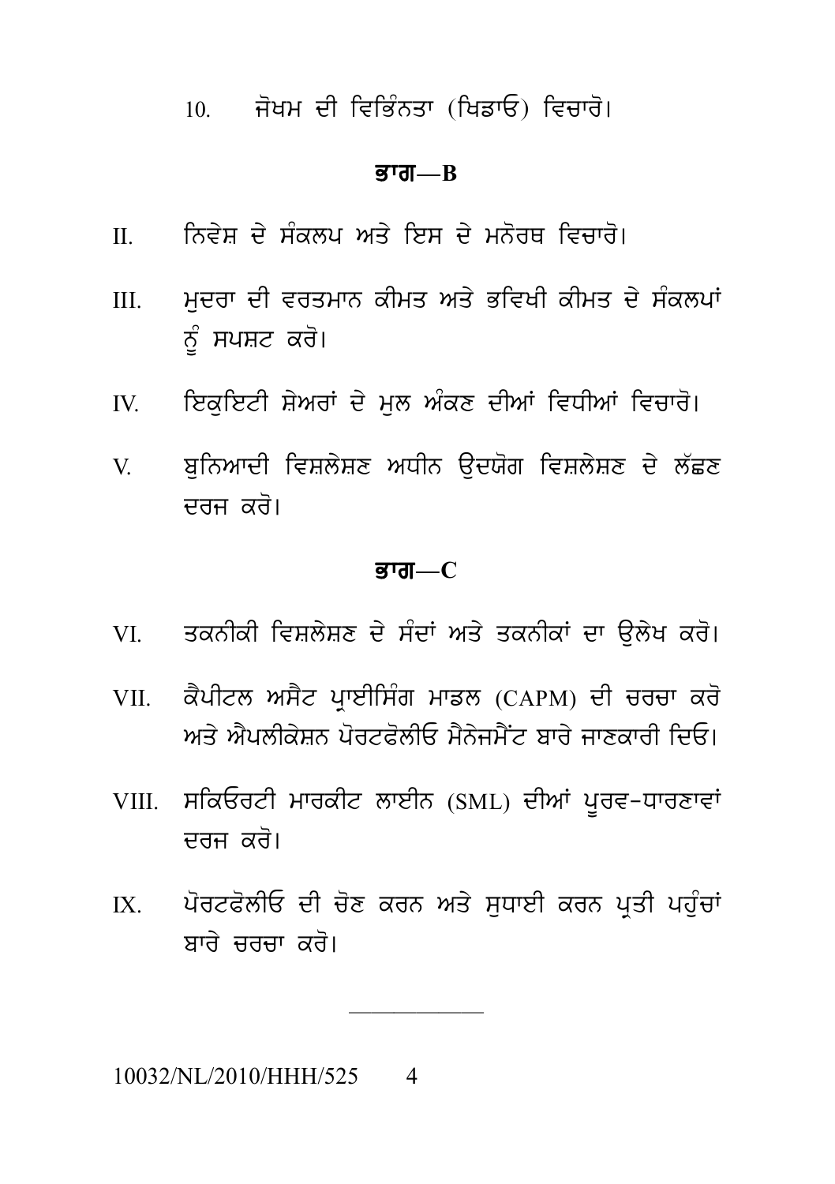10. ਜੋਖਮ ਦੀ ਵਿਭਿੰਨਤਾ (ਖਿਡਾਓ) ਵਿਚਾਰੋ।

## ਭਾਗ—B

II. ਨਿਵੇਸ਼ ਦੇ ਸੰਕਲਪ ਅਤੇ ਇਸ ਦੇ ਮਨੋਰਥ ਵਿਚਾਰੋ।

III. ਮੁਦਰਾ ਦੀ ਵਰਤਮਾਨ ਕੀਮਤ ਅਤੇ ਭਵਿਖੀ ਕੀਮਤ ਦੇ ਸੰਕਲਪਾਂ ਨੂੰ ਸਪਸ਼ਟ ਕਰੋ।

IV. ਇਕੁਇਟੀ ਸ਼ੇਅਰਾਂ ਦੇ ਮੂਲ ਅੰਕਣ ਦੀਆਂ ਵਿਧੀਆਂ ਵਿਚਾਰੋ।

V. ਬੁਨਿਆਦੀ ਵਿਸ਼ਲੇਸ਼ਣ ਅਧੀਨ ਉਦਯੋਗ ਵਿਸ਼ਲੇਸ਼ਣ ਦੇ ਲੱਛਣ ਦਰਜ ਕਰੋ।

## ਭਾਗ—C

VI. ਤਕਨੀਕੀ ਵਿਸ਼ਲੇਸ਼ਣ ਦੇ ਸੰਦਾਂ ਅਤੇ ਤਕਨੀਕਾਂ ਦਾ ਉਲੇਖ ਕਰੋ।

VII. ਕੈਪੀਟਲ ਅਸੈਟ ਪ੍ਰਾਈਸਿੰਗ ਮਾਡਲ (CAPM) ਦੀ ਚਰਚਾ ਕਰੋ ਅਤੇ ਐਪਲੀਕੇਸ਼ਨ ਪੋਰਟਫੋਲੀਓ ਮੈਨੇਜਮੈਂਟ ਬਾਰੇ ਜਾਣਕਾਰੀ ਦਿਓ।

VIII. ਸਕਿਓਰਟੀ ਮਾਰਕੀਟ ਲਾਈਨ (SML) ਦੀਆਂ ਪੂਰਵ-ਧਾਰਣਾਵਾਂ ਦਰਜ ਕਰੋ।

IX. ਪੋਰਟਫੋਲੀਓ ਦੀ ਚੋਣ ਕਰਨ ਅਤੇ ਸੁਧਾਈ ਕਰਨ ਪ੍ਰਤੀ ਪਹੁੰਚਾਂ ਬਾਰੇ ਚਰਚਾ ਕਰੋ।

---

10032/NL/2010/HHH/525